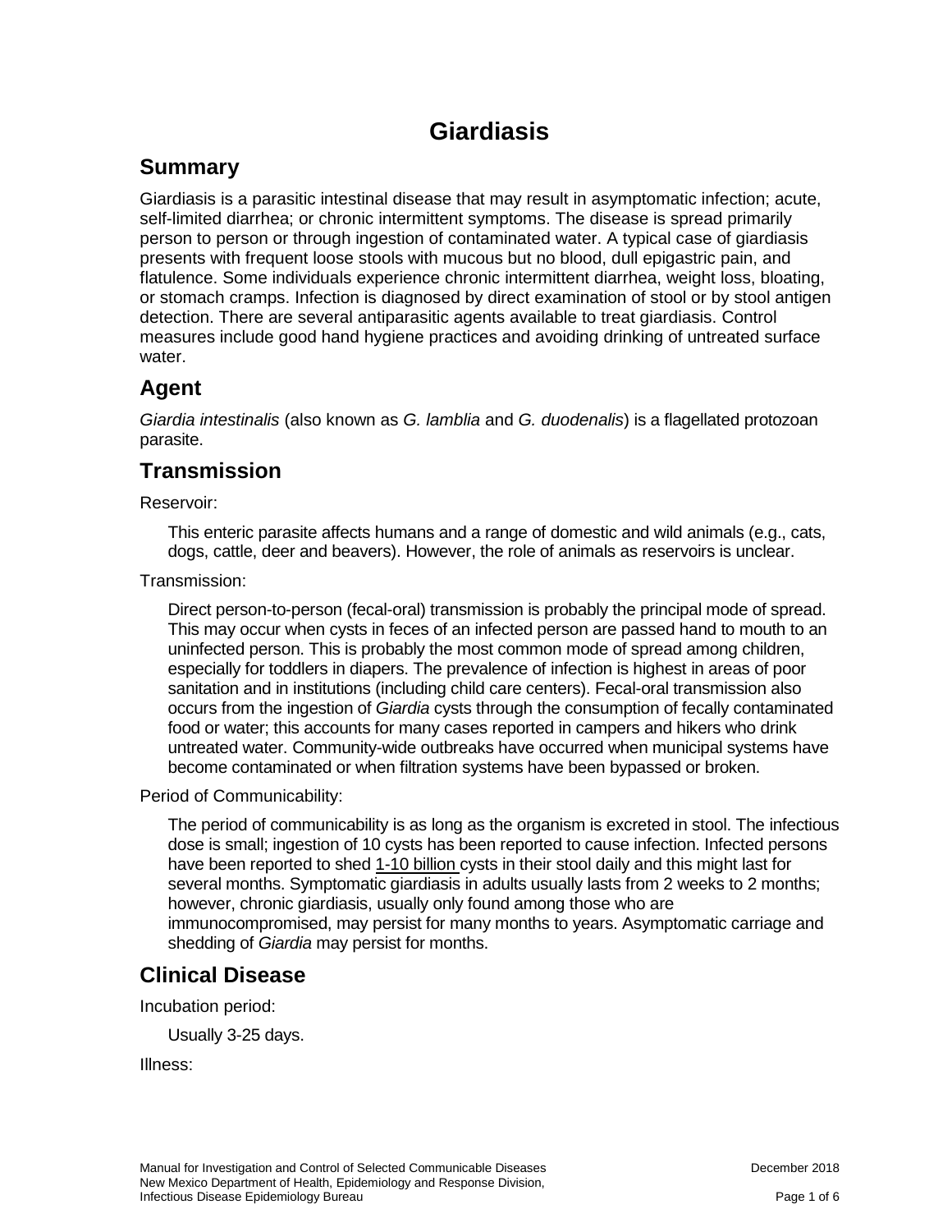# Giardiasis

## Summary

Giardiasis is a parasitic intestinal disease that may result in asymptomatic infection; acute, self-limited diarrhea; or chronic intermittent symptoms. The disease is spread primarily person to person or through ingestion of contaminated water. A typical case of giardiasis presents with frequent loose stools with mucous but no blood, dull epigastric pain, and flatulence. Some individuals experience chronic intermittent diarrhea, weight loss, bloating, or stomach cramps. Infection is diagnosed by direct examination of stool or by stool antigen detection. There are several antiparasitic agents available to treat giardiasis. Control measures include good hand hygiene practices and avoiding drinking of untreated surface water.

## Agent

*Giardia intestinalis* (also known as *G. lamblia* and *G. duodenalis*) is a flagellated protozoan parasite.

## Transmission

Reservoir:

This enteric parasite affects humans and a range of domestic and wild animals (e.g., cats, dogs, cattle, deer and beavers). However, the role of animals as reservoirs is unclear.

Transmission:

Direct person-to-person (fecal-oral) transmission is probably the principal mode of spread. This may occur when cysts in feces of an infected person are passed hand to mouth to an uninfected person. This is probably the most common mode of spread among children, especially for toddlers in diapers. The prevalence of infection is highest in areas of poor sanitation and in institutions (including child care centers). Fecal-oral transmission also occurs from the ingestion of *Giardia* cysts through the consumption of fecally contaminated food or water; this accounts for many cases reported in campers and hikers who drink untreated water. Community-wide outbreaks have occurred when municipal systems have become contaminated or when filtration systems have been bypassed or broken.

Period of Communicability:

The period of communicability is as long as the organism is excreted in stool. The infectious dose is small; ingestion of 10 cysts has been reported to cause infection. Infected persons have been reported to shed 1-10 billion cysts in their stool daily and this might last for several months. Symptomatic giardiasis in adults usually lasts from 2 weeks to 2 months; however, chronic giardiasis, usually only found among those who are immunocompromised, may persist for many months to years. Asymptomatic carriage and shedding of *Giardia* may persist for months.

## Clinical Disease

Incubation period:

Usually 3-25 days.

Illness: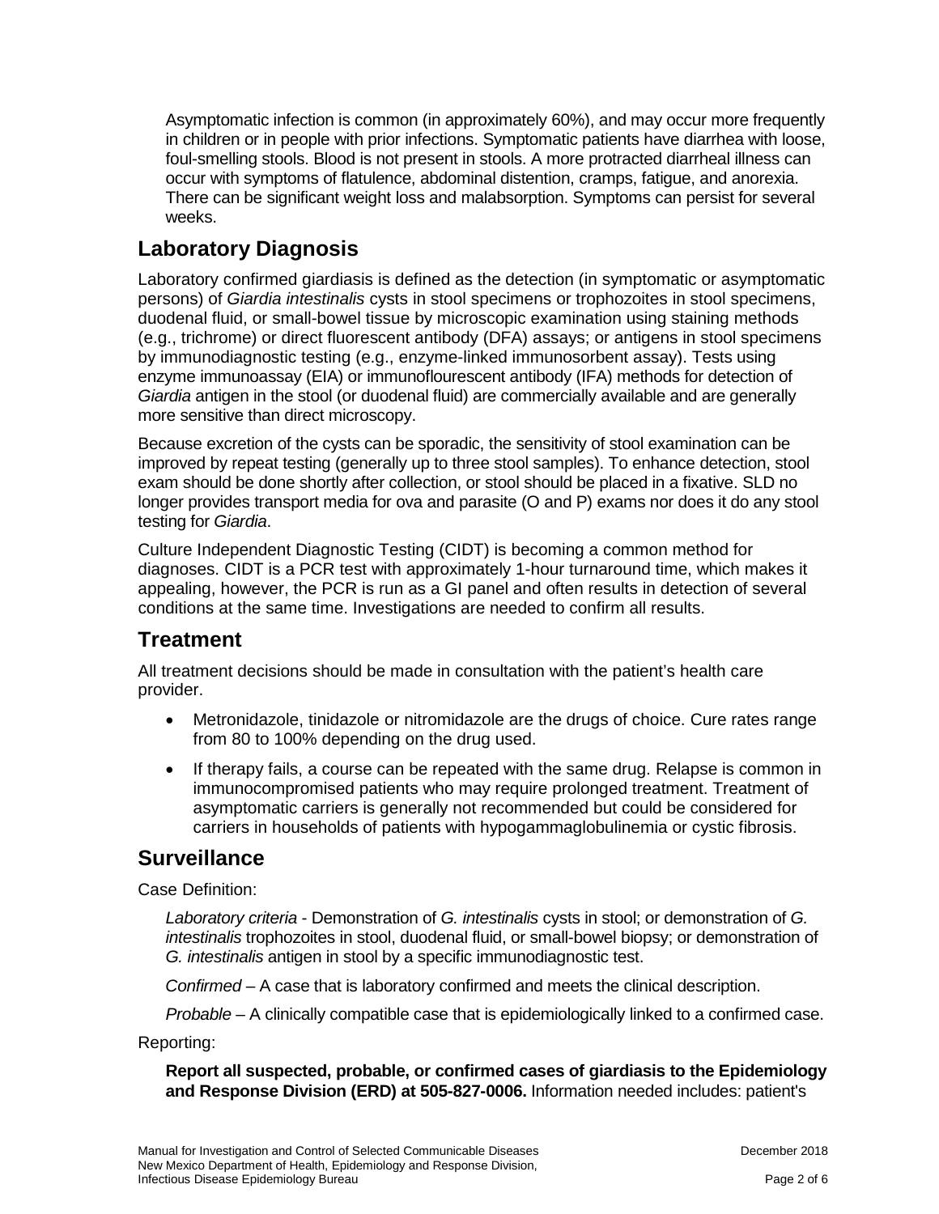Asymptomatic infection is common (in approximately 60%), and may occur more frequently in children or in people with prior infections. Symptomatic patients have diarrhea with loose, foul-smelling stools. Blood is not present in stools. A more protracted diarrheal illness can occur with symptoms of flatulence, abdominal distention, cramps, fatigue, and anorexia. There can be significant weight loss and malabsorption. Symptoms can persist for several weeks.

## Laboratory Diagnosis

Laboratory confirmed giardiasis is defined as the detection (in symptomatic or asymptomatic persons) of *Giardia intestinalis* cysts in stool specimens or trophozoites in stool specimens, duodenal fluid, or small-bowel tissue by microscopic examination using staining methods (e.g., trichrome) or direct fluorescent antibody (DFA) assays; or antigens in stool specimens by immunodiagnostic testing (e.g., enzyme-linked immunosorbent assay). Tests using enzyme immunoassay (EIA) or immunoflourescent antibody (IFA) methods for detection of *Giardia* antigen in the stool (or duodenal fluid) are commercially available and are generally more sensitive than direct microscopy.

Because excretion of the cysts can be sporadic, the sensitivity of stool examination can be improved by repeat testing (generally up to three stool samples). To enhance detection, stool exam should be done shortly after collection, or stool should be placed in a fixative. SLD no longer provides transport media for ova and parasite (O and P) exams nor does it do any stool testing for *Giardia*.

Culture Independent Diagnostic Testing (CIDT) is becoming a common method for diagnoses. CIDT is a PCR test with approximately 1-hour turnaround time, which makes it appealing, however, the PCR is run as a GI panel and often results in detection of several conditions at the same time. Investigations are needed to confirm all results.

## Treatment

All treatment decisions should be made in consultation with the patient's health care provider.

- Metronidazole, tinidazole or nitromidazole are the drugs of choice. Cure rates range from 80 to 100% depending on the drug used.
- If therapy fails, a course can be repeated with the same drug. Relapse is common in immunocompromised patients who may require prolonged treatment. Treatment of asymptomatic carriers is generally not recommended but could be considered for carriers in households of patients with hypogammaglobulinemia or cystic fibrosis.

## Surveillance

Case Definition:

*Laboratory criteria* - Demonstration of *G. intestinalis* cysts in stool; or demonstration of *G. intestinalis* trophozoites in stool, duodenal fluid, or small-bowel biopsy; or demonstration of *G. intestinalis* antigen in stool by a specific immunodiagnostic test.

*Confirmed* – A case that is laboratory confirmed and meets the clinical description.

*Probable* – A clinically compatible case that is epidemiologically linked to a confirmed case.

Reporting:

**Report all suspected, probable, or confirmed cases of giardiasis to the Epidemiology and Response Division (ERD) at 505-827-0006.** Information needed includes: patient's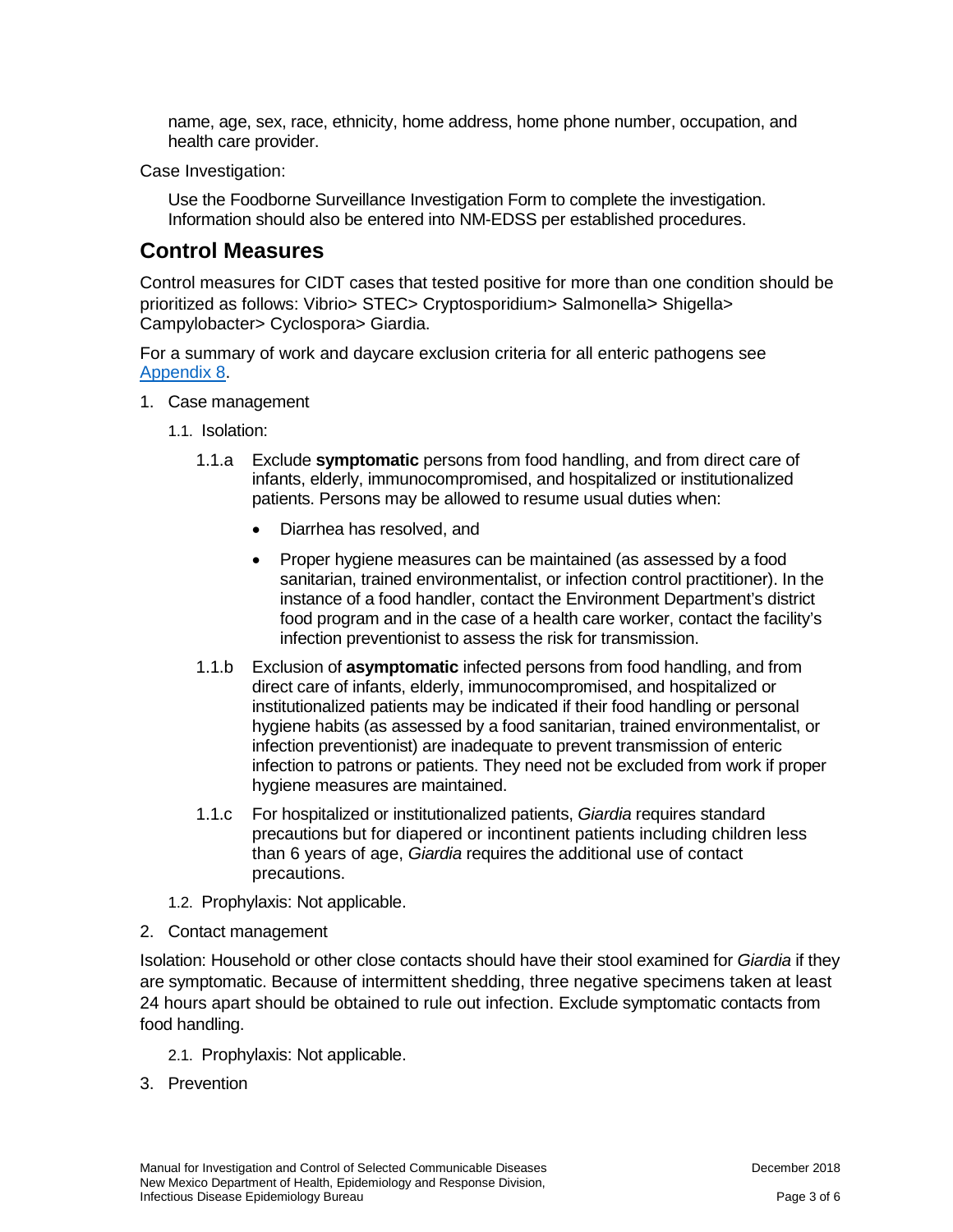name, age, sex, race, ethnicity, home address, home phone number, occupation, and health care provider.

Case Investigation:

Use the Foodborne Surveillance Investigation Form to complete the investigation. Information should also be entered into NM-EDSS per established procedures.

## Control Measures

Control measures for CIDT cases that tested positive for more than one condition should be prioritized as follows: Vibrio> STEC> Cryptosporidium> Salmonella> Shigella> Campylobacter> Cyclospora> Giardia.

For a summary of work and daycare exclusion criteria for all enteric pathogens see [Appendix 8](#).

1. Case management

   1.1. Isolation:

      1.1.a Exclude **symptomatic** persons from food handling, and from direct care of infants, elderly, immunocompromised, and hospitalized or institutionalized patients. Persons may be allowed to resume usual duties when:

      - Diarrhea has resolved, and
      - Proper hygiene measures can be maintained (as assessed by a food sanitarian, trained environmentalist, or infection control practitioner). In the instance of a food handler, contact the Environment Department's district food program and in the case of a health care worker, contact the facility's infection preventionist to assess the risk for transmission.

      1.1.b Exclusion of **asymptomatic** infected persons from food handling, and from direct care of infants, elderly, immunocompromised, and hospitalized or institutionalized patients may be indicated if their food handling or personal hygiene habits (as assessed by a food sanitarian, trained environmentalist, or infection preventionist) are inadequate to prevent transmission of enteric infection to patrons or patients. They need not be excluded from work if proper hygiene measures are maintained.

      1.1.c For hospitalized or institutionalized patients, *Giardia* requires standard precautions but for diapered or incontinent patients including children less than 6 years of age, *Giardia* requires the additional use of contact precautions.

   1.2. Prophylaxis: Not applicable.

2. Contact management

Isolation: Household or other close contacts should have their stool examined for *Giardia* if they are symptomatic. Because of intermittent shedding, three negative specimens taken at least 24 hours apart should be obtained to rule out infection. Exclude symptomatic contacts from food handling.

   2.1. Prophylaxis: Not applicable.

3. Prevention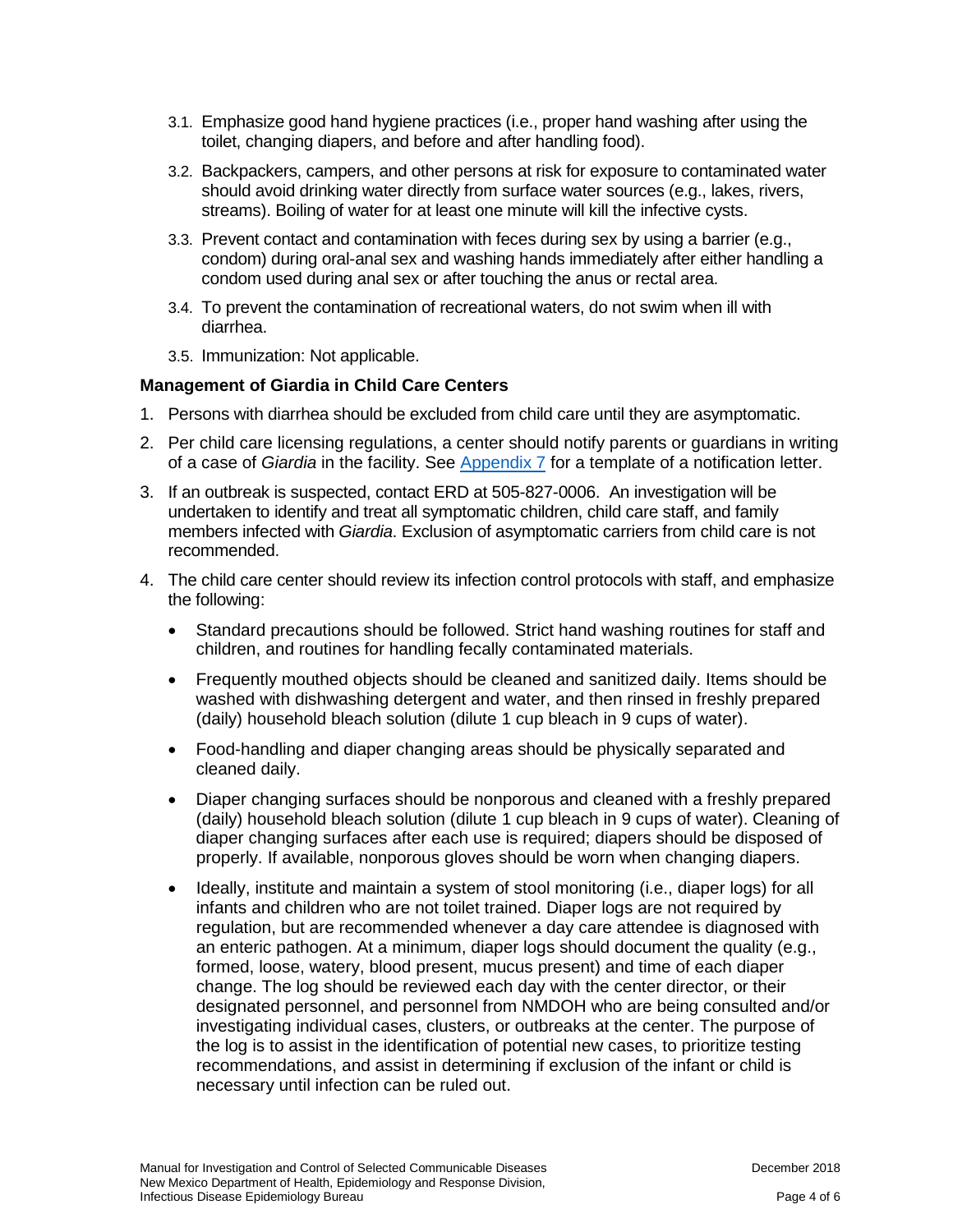3.1. Emphasize good hand hygiene practices (i.e., proper hand washing after using the toilet, changing diapers, and before and after handling food).

3.2. Backpackers, campers, and other persons at risk for exposure to contaminated water should avoid drinking water directly from surface water sources (e.g., lakes, rivers, streams). Boiling of water for at least one minute will kill the infective cysts.

3.3. Prevent contact and contamination with feces during sex by using a barrier (e.g., condom) during oral-anal sex and washing hands immediately after either handling a condom used during anal sex or after touching the anus or rectal area.

3.4. To prevent the contamination of recreational waters, do not swim when ill with diarrhea.

3.5. Immunization: Not applicable.

### Management of Giardia in Child Care Centers

1. Persons with diarrhea should be excluded from child care until they are asymptomatic.
2. Per child care licensing regulations, a center should notify parents or guardians in writing of a case of *Giardia* in the facility. See Appendix 7 for a template of a notification letter.
3. If an outbreak is suspected, contact ERD at 505-827-0006. An investigation will be undertaken to identify and treat all symptomatic children, child care staff, and family members infected with *Giardia*. Exclusion of asymptomatic carriers from child care is not recommended.
4. The child care center should review its infection control protocols with staff, and emphasize the following:
   - Standard precautions should be followed. Strict hand washing routines for staff and children, and routines for handling fecally contaminated materials.
   - Frequently mouthed objects should be cleaned and sanitized daily. Items should be washed with dishwashing detergent and water, and then rinsed in freshly prepared (daily) household bleach solution (dilute 1 cup bleach in 9 cups of water).
   - Food-handling and diaper changing areas should be physically separated and cleaned daily.
   - Diaper changing surfaces should be nonporous and cleaned with a freshly prepared (daily) household bleach solution (dilute 1 cup bleach in 9 cups of water). Cleaning of diaper changing surfaces after each use is required; diapers should be disposed of properly. If available, nonporous gloves should be worn when changing diapers.
   - Ideally, institute and maintain a system of stool monitoring (i.e., diaper logs) for all infants and children who are not toilet trained. Diaper logs are not required by regulation, but are recommended whenever a day care attendee is diagnosed with an enteric pathogen. At a minimum, diaper logs should document the quality (e.g., formed, loose, watery, blood present, mucus present) and time of each diaper change. The log should be reviewed each day with the center director, or their designated personnel, and personnel from NMDOH who are being consulted and/or investigating individual cases, clusters, or outbreaks at the center. The purpose of the log is to assist in the identification of potential new cases, to prioritize testing recommendations, and assist in determining if exclusion of the infant or child is necessary until infection can be ruled out.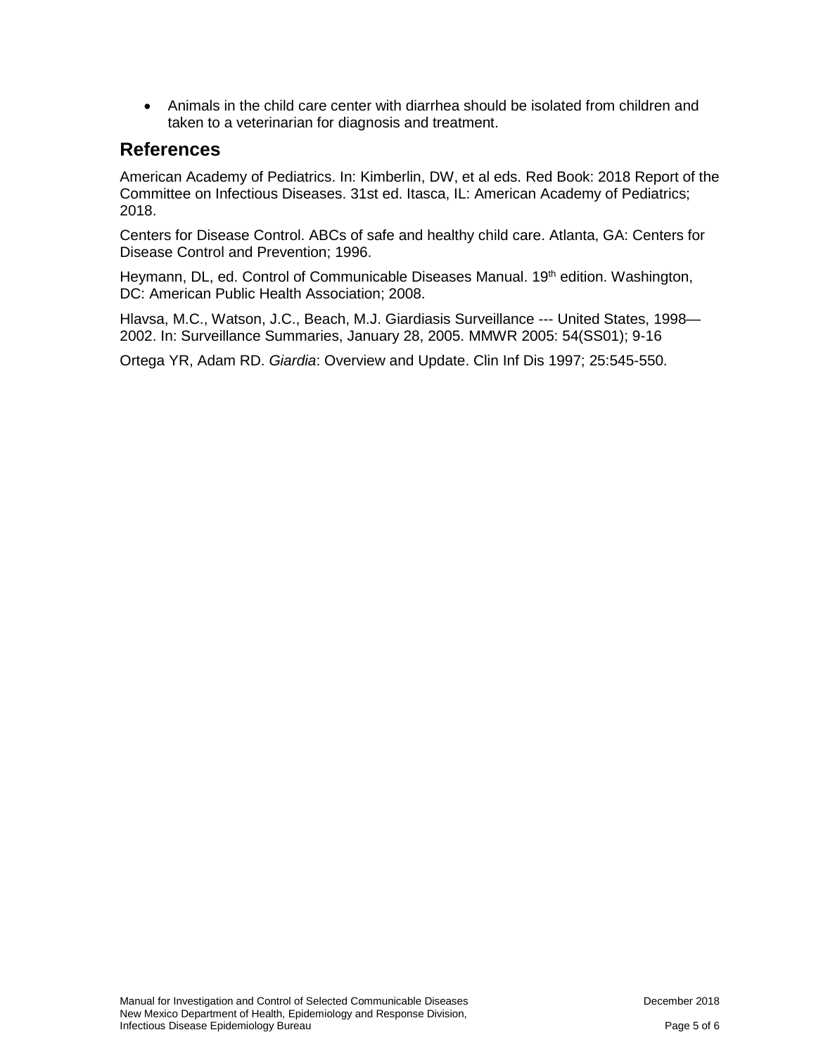- Animals in the child care center with diarrhea should be isolated from children and taken to a veterinarian for diagnosis and treatment.

## References

American Academy of Pediatrics. In: Kimberlin, DW, et al eds. Red Book: 2018 Report of the Committee on Infectious Diseases. 31st ed. Itasca, IL: American Academy of Pediatrics; 2018.

Centers for Disease Control. ABCs of safe and healthy child care. Atlanta, GA: Centers for Disease Control and Prevention; 1996.

Heymann, DL, ed. Control of Communicable Diseases Manual. 19th edition. Washington, DC: American Public Health Association; 2008.

Hlavsa, M.C., Watson, J.C., Beach, M.J. Giardiasis Surveillance --- United States, 1998—2002. In: Surveillance Summaries, January 28, 2005. MMWR 2005: 54(SS01); 9-16

Ortega YR, Adam RD. *Giardia*: Overview and Update. Clin Inf Dis 1997; 25:545-550.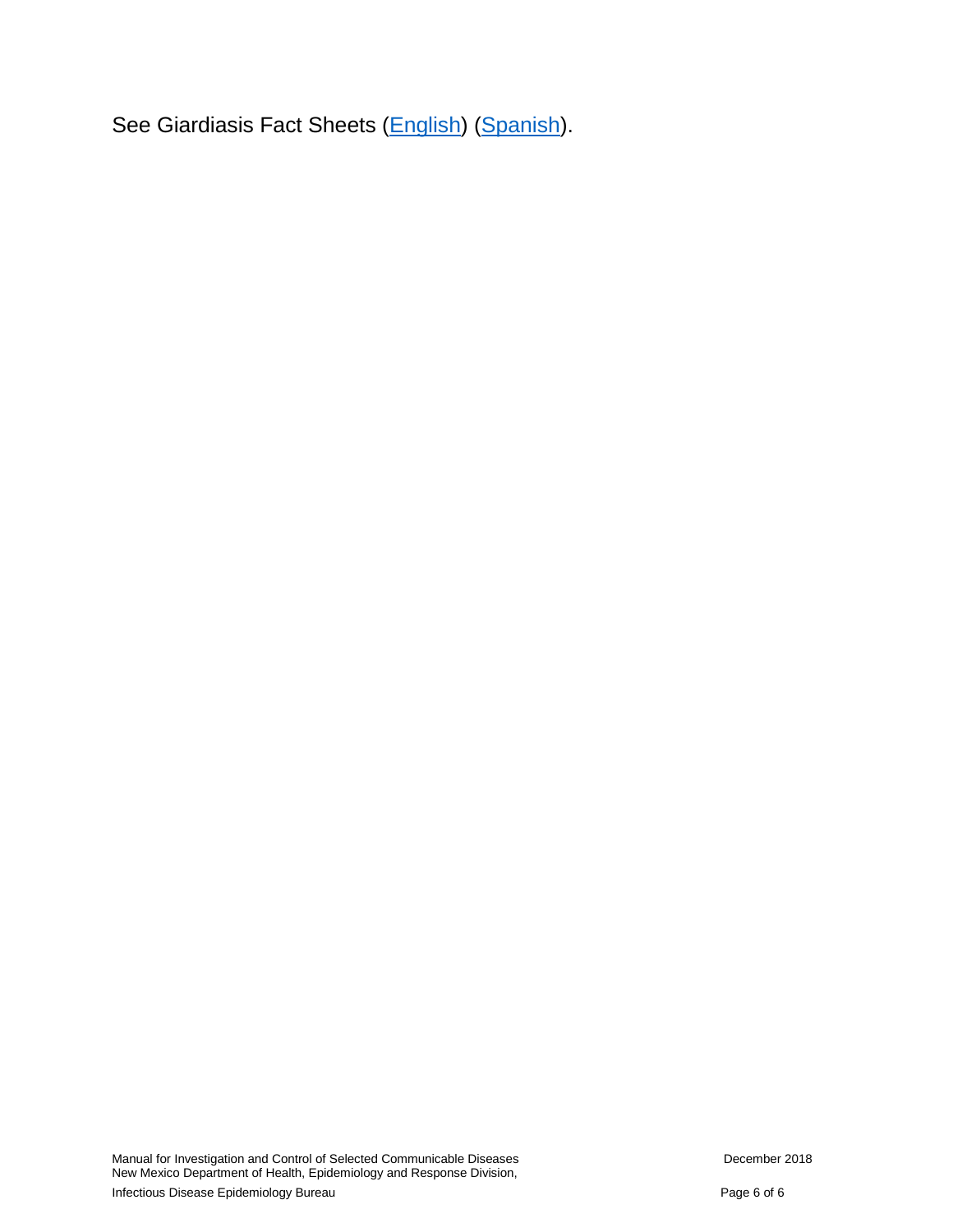See Giardiasis Fact Sheets (English) (Spanish).